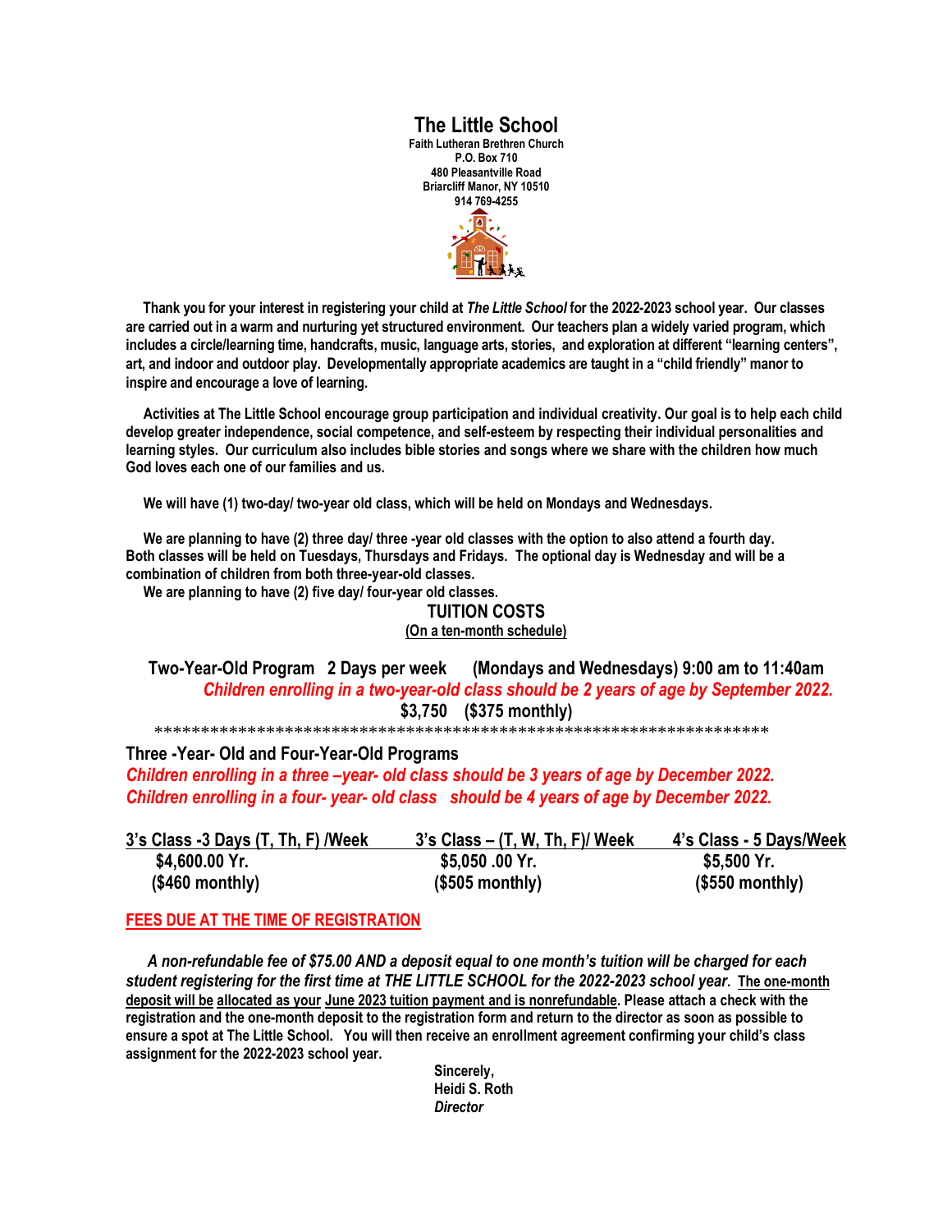# The Little School

**Faith Lutheran Brethren Church**
**P.O. Box 710**
**480 Pleasantville Road**
**Briarcliff Manor, NY 10510**
**914 769-4255**

**Thank you for your interest in registering your child at *The Little School* for the 2022-2023 school year. Our classes are carried out in a warm and nurturing yet structured environment. Our teachers plan a widely varied program, which includes a circle/learning time, handcrafts, music, language arts, stories, and exploration at different "learning centers", art, and indoor and outdoor play. Developmentally appropriate academics are taught in a "child friendly" manor to inspire and encourage a love of learning.**

**Activities at The Little School encourage group participation and individual creativity. Our goal is to help each child develop greater independence, social competence, and self-esteem by respecting their individual personalities and learning styles. Our curriculum also includes bible stories and songs where we share with the children how much God loves each one of our families and us.**

**We will have (1) two-day/ two-year old class, which will be held on Mondays and Wednesdays.**

**We are planning to have (2) three day/ three -year old classes with the option to also attend a fourth day. Both classes will be held on Tuesdays, Thursdays and Fridays. The optional day is Wednesday and will be a combination of children from both three-year-old classes.**

**We are planning to have (2) five day/ four-year old classes.**

## TUITION COSTS

**(On a ten-month schedule)**

**Two-Year-Old Program 2 Days per week (Mondays and Wednesdays) 9:00 am to 11:40am**

***Children enrolling in a two-year-old class should be 2 years of age by September 2022.***

**$3,750 ($375 monthly)**

*********************************************************************

**Three -Year- Old and Four-Year-Old Programs**

***Children enrolling in a three –year- old class should be 3 years of age by December 2022.***

***Children enrolling in a four- year- old class should be 4 years of age by December 2022.***

| 3's Class -3 Days (T, Th, F) /Week | 3's Class – (T, W, Th, F)/ Week | 4's Class - 5 Days/Week |
|---|---|---|
| $4,600.00 Yr. | $5,050 .00 Yr. | $5,500 Yr. |
| ($460 monthly) | ($505 monthly) | ($550 monthly) |

**FEES DUE AT THE TIME OF REGISTRATION**

***A non-refundable fee of $75.00 AND a deposit equal to one month's tuition will be charged for each student registering for the first time at THE LITTLE SCHOOL for the 2022-2023 school year.*** **The one-month deposit will be allocated as your June 2023 tuition payment and is nonrefundable. Please attach a check with the registration and the one-month deposit to the registration form and return to the director as soon as possible to ensure a spot at The Little School. You will then receive an enrollment agreement confirming your child's class assignment for the 2022-2023 school year.**

**Sincerely,**
**Heidi S. Roth**
***Director***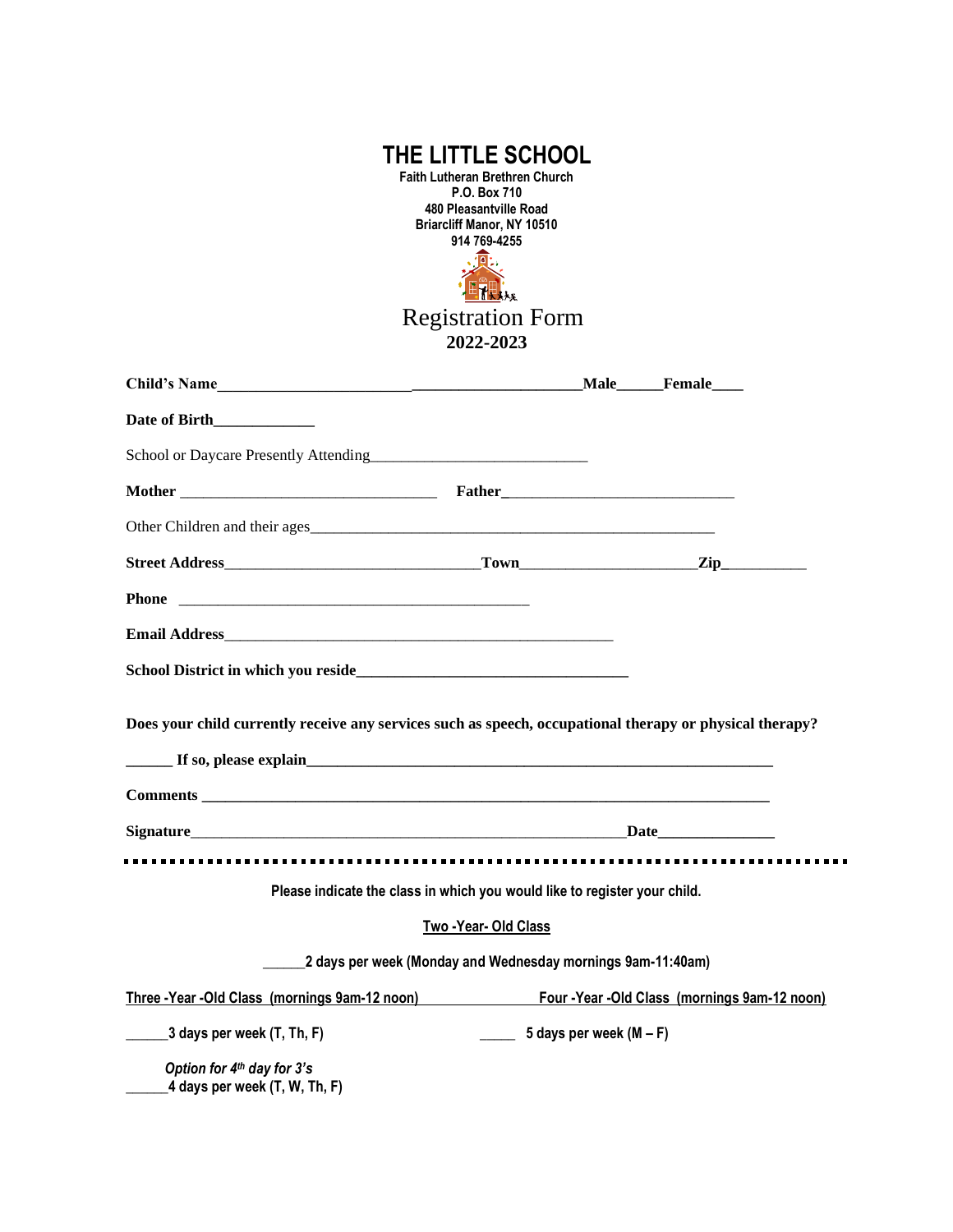# THE LITTLE SCHOOL

**Faith Lutheran Brethren Church**
**P.O. Box 710**
**480 Pleasantville Road**
**Briarcliff Manor, NY 10510**
**914 769-4255**

## Registration Form
### 2022-2023

**Child's Name**_____________________________________________**Male**______**Female**____

**Date of Birth**_____________

School or Daycare Presently Attending____________________________

**Mother** _________________________________ **Father**_______________________________

Other Children and their ages____________________________________________________

**Street Address**_________________________________**Town**_______________________**Zip**__________

**Phone** _____________________________________________

**Email Address**_________________________________________________

**School District in which you reside**___________________________________

**Does your child currently receive any services such as speech, occupational therapy or physical therapy?**

**______ If so, please explain**_______________________________________________________________

**Comments** ________________________________________________________________________

**Signature**_________________________________________________________**Date**______________

---

**Please indicate the class in which you would like to register your child.**

**Two -Year- Old Class**

**______2 days per week (Monday and Wednesday mornings 9am-11:40am)**

**Three -Year -Old Class (mornings 9am-12 noon)**

**______3 days per week (T, Th, F)**

***Option for 4th day for 3's***
**______4 days per week (T, W, Th, F)**

**Four -Year -Old Class (mornings 9am-12 noon)**

**_____ 5 days per week (M – F)**